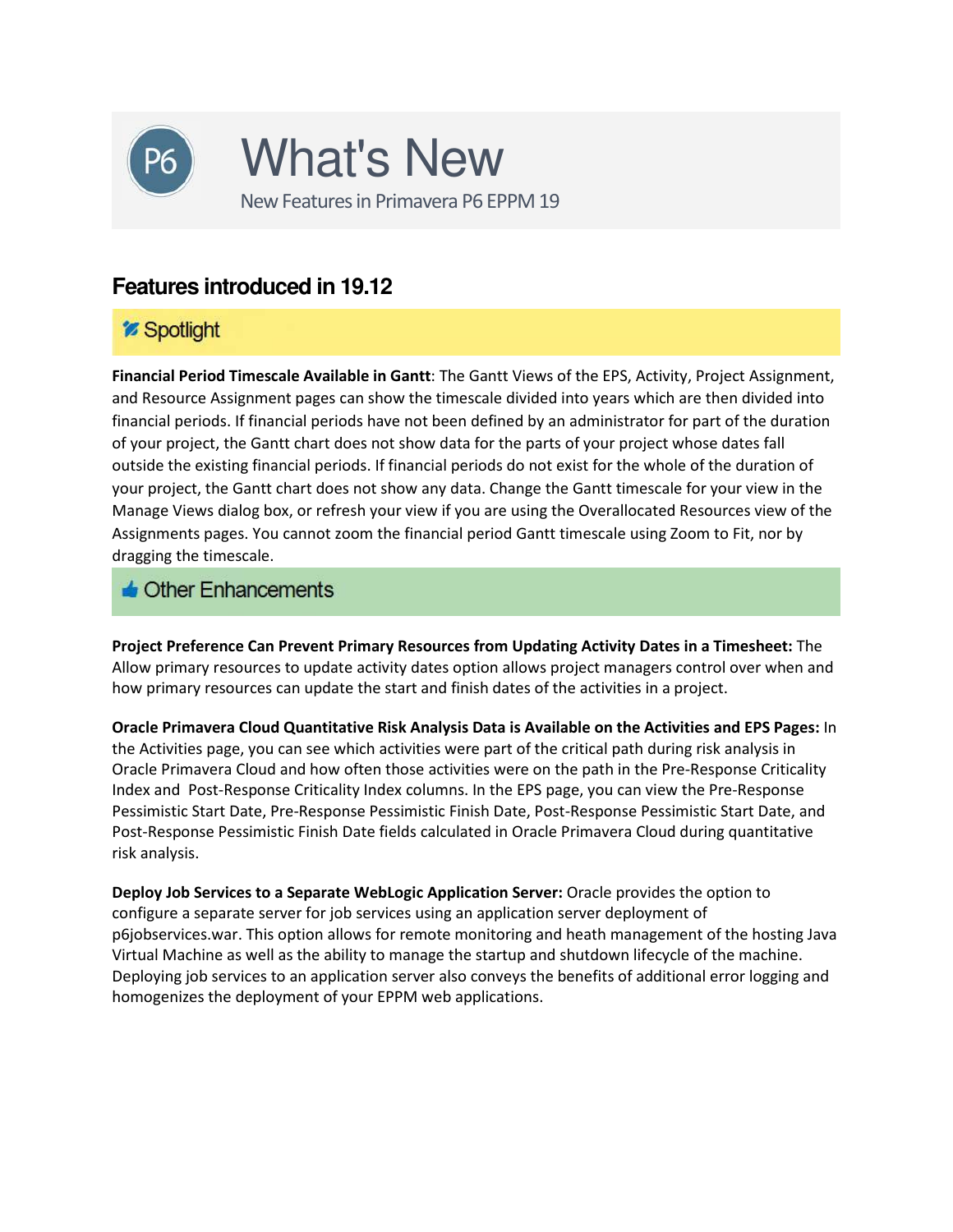# What's New

New Features in Primavera P6 EPPM 19

## Features introduced in 19.12

### Spotlight

**Financial Period Timescale Available in Gantt**: The Gantt Views of the EPS, Activity, Project Assignment, and Resource Assignment pages can show the timescale divided into years which are then divided into financial periods. If financial periods have not been defined by an administrator for part of the duration of your project, the Gantt chart does not show data for the parts of your project whose dates fall outside the existing financial periods. If financial periods do not exist for the whole of the duration of your project, the Gantt chart does not show any data. Change the Gantt timescale for your view in the Manage Views dialog box, or refresh your view if you are using the Overallocated Resources view of the Assignments pages. You cannot zoom the financial period Gantt timescale using Zoom to Fit, nor by dragging the timescale.

### Other Enhancements

**Project Preference Can Prevent Primary Resources from Updating Activity Dates in a Timesheet:** The Allow primary resources to update activity dates option allows project managers control over when and how primary resources can update the start and finish dates of the activities in a project.

**Oracle Primavera Cloud Quantitative Risk Analysis Data is Available on the Activities and EPS Pages:** In the Activities page, you can see which activities were part of the critical path during risk analysis in Oracle Primavera Cloud and how often those activities were on the path in the Pre-Response Criticality Index and Post-Response Criticality Index columns. In the EPS page, you can view the Pre-Response Pessimistic Start Date, Pre-Response Pessimistic Finish Date, Post-Response Pessimistic Start Date, and Post-Response Pessimistic Finish Date fields calculated in Oracle Primavera Cloud during quantitative risk analysis.

**Deploy Job Services to a Separate WebLogic Application Server:** Oracle provides the option to configure a separate server for job services using an application server deployment of p6jobservices.war. This option allows for remote monitoring and heath management of the hosting Java Virtual Machine as well as the ability to manage the startup and shutdown lifecycle of the machine. Deploying job services to an application server also conveys the benefits of additional error logging and homogenizes the deployment of your EPPM web applications.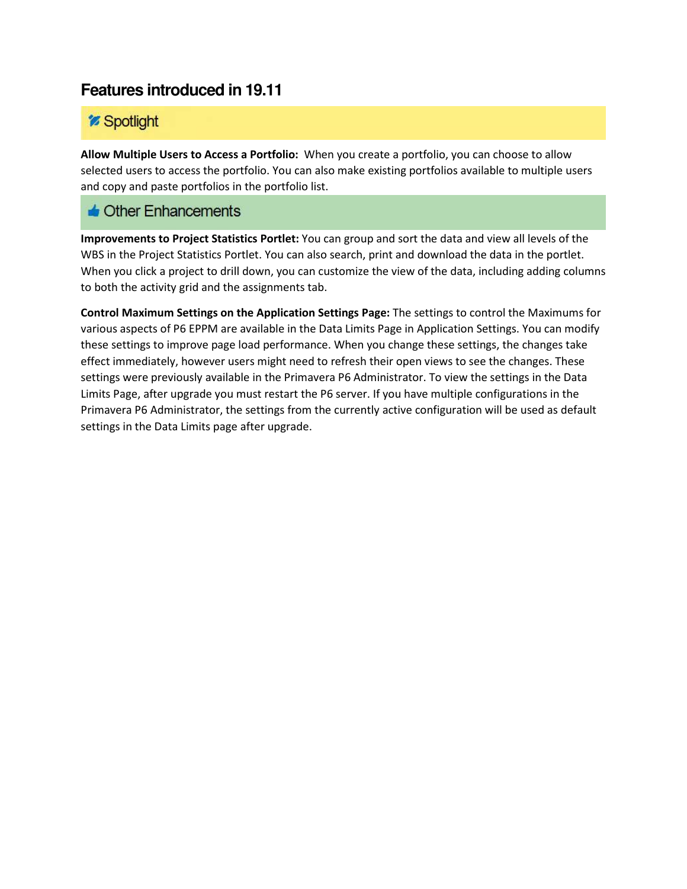# Features introduced in 19.11

## Spotlight

**Allow Multiple Users to Access a Portfolio:** When you create a portfolio, you can choose to allow selected users to access the portfolio. You can also make existing portfolios available to multiple users and copy and paste portfolios in the portfolio list.

## Other Enhancements

**Improvements to Project Statistics Portlet:** You can group and sort the data and view all levels of the WBS in the Project Statistics Portlet. You can also search, print and download the data in the portlet. When you click a project to drill down, you can customize the view of the data, including adding columns to both the activity grid and the assignments tab.

**Control Maximum Settings on the Application Settings Page:** The settings to control the Maximums for various aspects of P6 EPPM are available in the Data Limits Page in Application Settings. You can modify these settings to improve page load performance. When you change these settings, the changes take effect immediately, however users might need to refresh their open views to see the changes. These settings were previously available in the Primavera P6 Administrator. To view the settings in the Data Limits Page, after upgrade you must restart the P6 server. If you have multiple configurations in the Primavera P6 Administrator, the settings from the currently active configuration will be used as default settings in the Data Limits page after upgrade.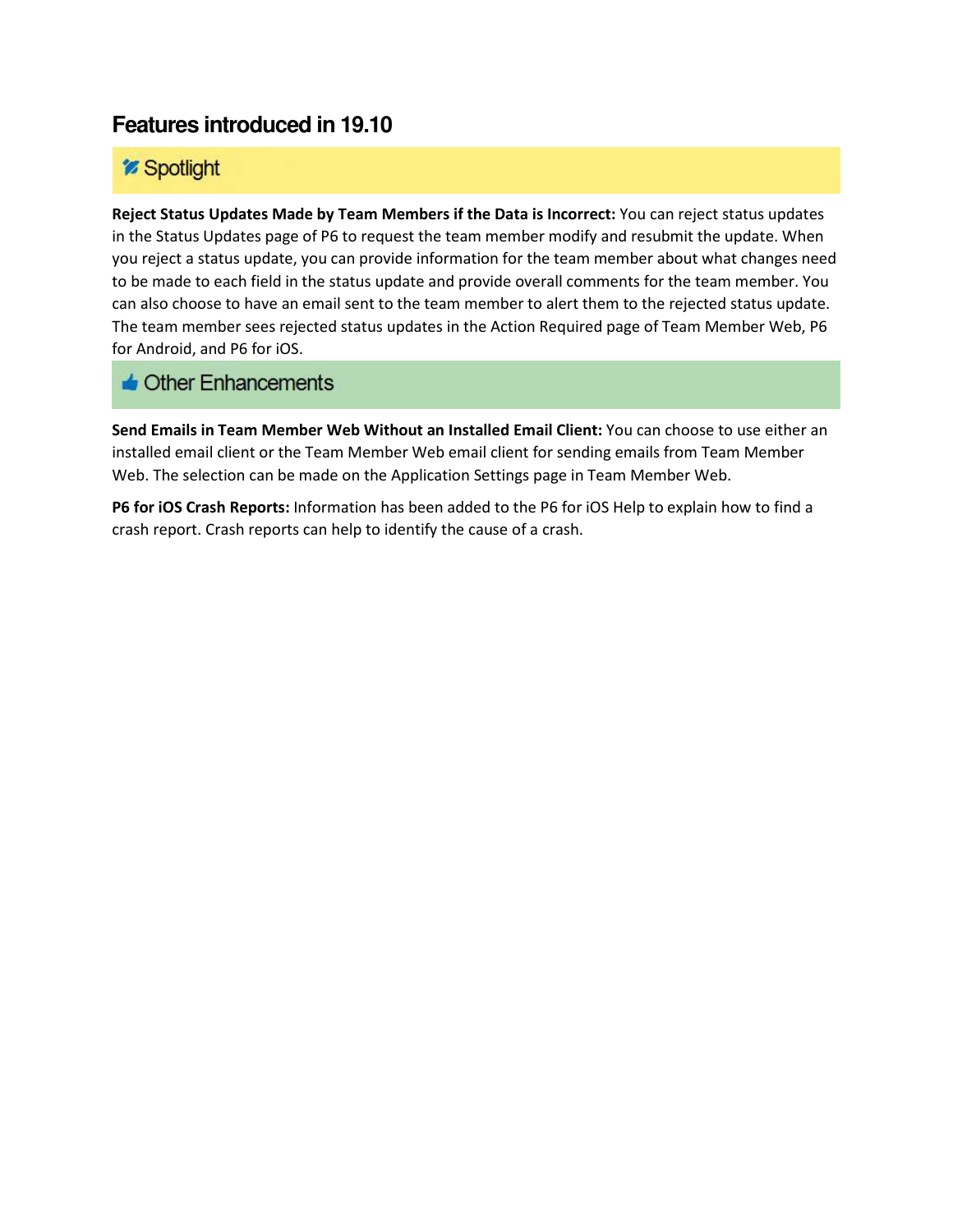## Features introduced in 19.10

### Spotlight

**Reject Status Updates Made by Team Members if the Data is Incorrect:** You can reject status updates in the Status Updates page of P6 to request the team member modify and resubmit the update. When you reject a status update, you can provide information for the team member about what changes need to be made to each field in the status update and provide overall comments for the team member. You can also choose to have an email sent to the team member to alert them to the rejected status update. The team member sees rejected status updates in the Action Required page of Team Member Web, P6 for Android, and P6 for iOS.

### Other Enhancements

**Send Emails in Team Member Web Without an Installed Email Client:** You can choose to use either an installed email client or the Team Member Web email client for sending emails from Team Member Web. The selection can be made on the Application Settings page in Team Member Web.

**P6 for iOS Crash Reports:** Information has been added to the P6 for iOS Help to explain how to find a crash report. Crash reports can help to identify the cause of a crash.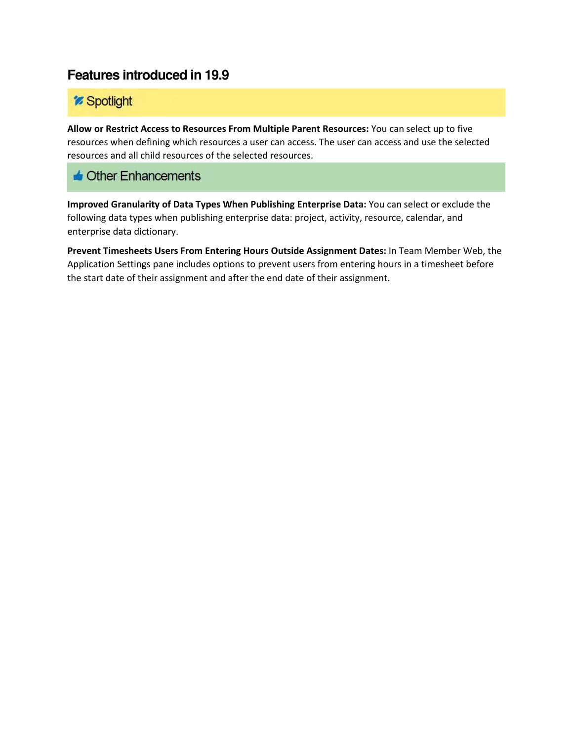## Features introduced in 19.9

### Spotlight

**Allow or Restrict Access to Resources From Multiple Parent Resources:** You can select up to five resources when defining which resources a user can access. The user can access and use the selected resources and all child resources of the selected resources.

### Other Enhancements

**Improved Granularity of Data Types When Publishing Enterprise Data:** You can select or exclude the following data types when publishing enterprise data: project, activity, resource, calendar, and enterprise data dictionary.

**Prevent Timesheets Users From Entering Hours Outside Assignment Dates:** In Team Member Web, the Application Settings pane includes options to prevent users from entering hours in a timesheet before the start date of their assignment and after the end date of their assignment.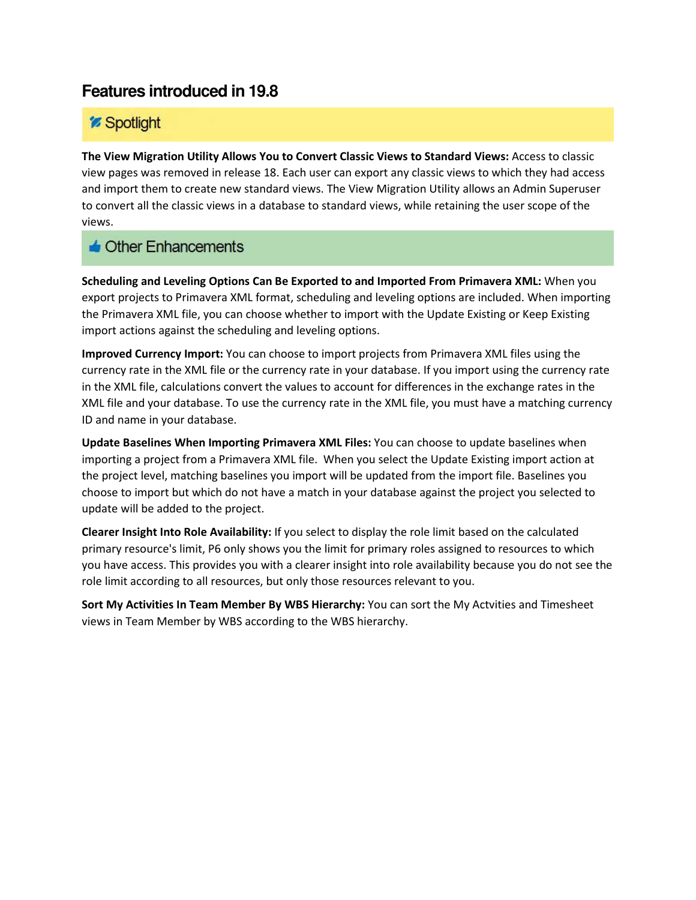## Features introduced in 19.8

### Spotlight

**The View Migration Utility Allows You to Convert Classic Views to Standard Views:** Access to classic view pages was removed in release 18. Each user can export any classic views to which they had access and import them to create new standard views. The View Migration Utility allows an Admin Superuser to convert all the classic views in a database to standard views, while retaining the user scope of the views.

### Other Enhancements

**Scheduling and Leveling Options Can Be Exported to and Imported From Primavera XML:** When you export projects to Primavera XML format, scheduling and leveling options are included. When importing the Primavera XML file, you can choose whether to import with the Update Existing or Keep Existing import actions against the scheduling and leveling options.

**Improved Currency Import:** You can choose to import projects from Primavera XML files using the currency rate in the XML file or the currency rate in your database. If you import using the currency rate in the XML file, calculations convert the values to account for differences in the exchange rates in the XML file and your database. To use the currency rate in the XML file, you must have a matching currency ID and name in your database.

**Update Baselines When Importing Primavera XML Files:** You can choose to update baselines when importing a project from a Primavera XML file. When you select the Update Existing import action at the project level, matching baselines you import will be updated from the import file. Baselines you choose to import but which do not have a match in your database against the project you selected to update will be added to the project.

**Clearer Insight Into Role Availability:** If you select to display the role limit based on the calculated primary resource's limit, P6 only shows you the limit for primary roles assigned to resources to which you have access. This provides you with a clearer insight into role availability because you do not see the role limit according to all resources, but only those resources relevant to you.

**Sort My Activities In Team Member By WBS Hierarchy:** You can sort the My Actvities and Timesheet views in Team Member by WBS according to the WBS hierarchy.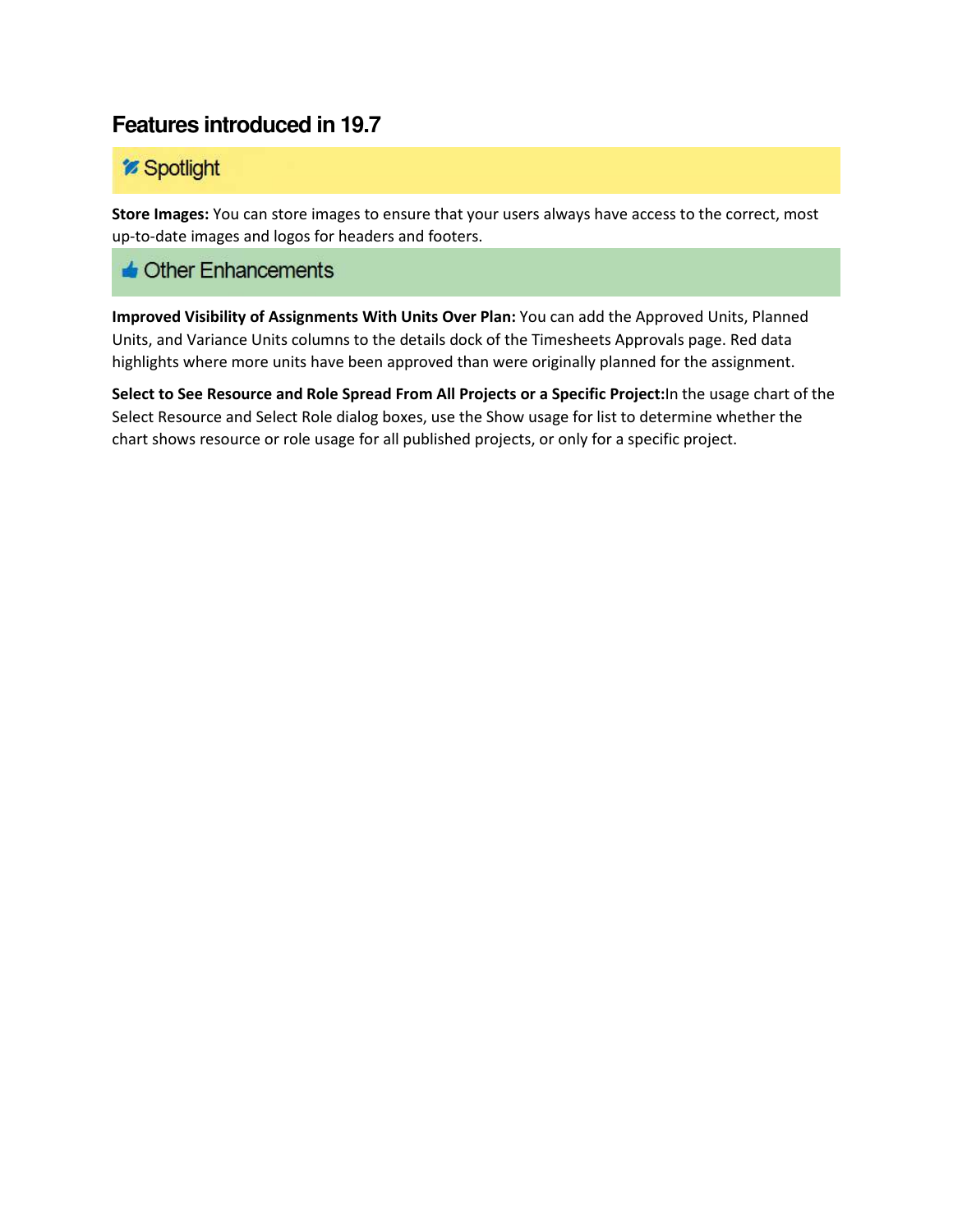## Features introduced in 19.7

### Spotlight

**Store Images:** You can store images to ensure that your users always have access to the correct, most up-to-date images and logos for headers and footers.

### Other Enhancements

**Improved Visibility of Assignments With Units Over Plan:** You can add the Approved Units, Planned Units, and Variance Units columns to the details dock of the Timesheets Approvals page. Red data highlights where more units have been approved than were originally planned for the assignment.

**Select to See Resource and Role Spread From All Projects or a Specific Project:**In the usage chart of the Select Resource and Select Role dialog boxes, use the Show usage for list to determine whether the chart shows resource or role usage for all published projects, or only for a specific project.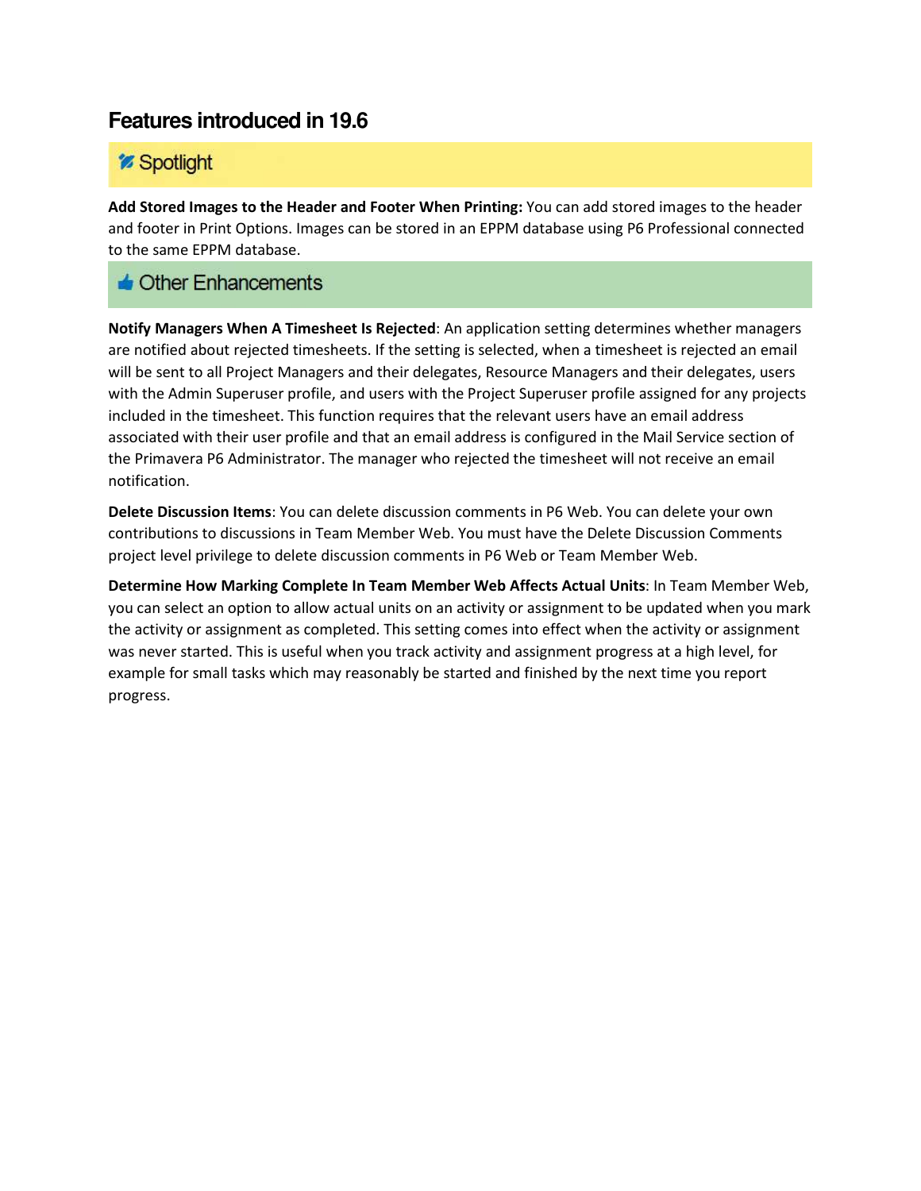## Features introduced in 19.6

### Spotlight

**Add Stored Images to the Header and Footer When Printing:** You can add stored images to the header and footer in Print Options. Images can be stored in an EPPM database using P6 Professional connected to the same EPPM database.

### Other Enhancements

**Notify Managers When A Timesheet Is Rejected**: An application setting determines whether managers are notified about rejected timesheets. If the setting is selected, when a timesheet is rejected an email will be sent to all Project Managers and their delegates, Resource Managers and their delegates, users with the Admin Superuser profile, and users with the Project Superuser profile assigned for any projects included in the timesheet. This function requires that the relevant users have an email address associated with their user profile and that an email address is configured in the Mail Service section of the Primavera P6 Administrator. The manager who rejected the timesheet will not receive an email notification.

**Delete Discussion Items**: You can delete discussion comments in P6 Web. You can delete your own contributions to discussions in Team Member Web. You must have the Delete Discussion Comments project level privilege to delete discussion comments in P6 Web or Team Member Web.

**Determine How Marking Complete In Team Member Web Affects Actual Units**: In Team Member Web, you can select an option to allow actual units on an activity or assignment to be updated when you mark the activity or assignment as completed. This setting comes into effect when the activity or assignment was never started. This is useful when you track activity and assignment progress at a high level, for example for small tasks which may reasonably be started and finished by the next time you report progress.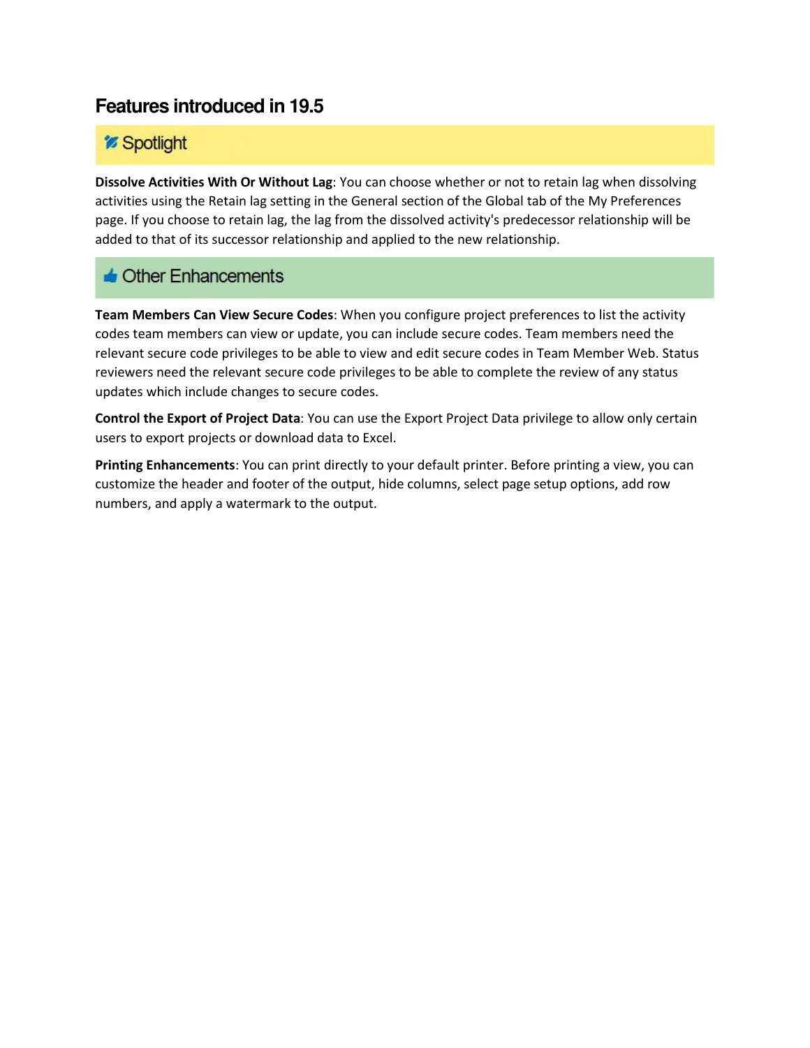## Features introduced in 19.5

### Spotlight

**Dissolve Activities With Or Without Lag**: You can choose whether or not to retain lag when dissolving activities using the Retain lag setting in the General section of the Global tab of the My Preferences page. If you choose to retain lag, the lag from the dissolved activity's predecessor relationship will be added to that of its successor relationship and applied to the new relationship.

### Other Enhancements

**Team Members Can View Secure Codes**: When you configure project preferences to list the activity codes team members can view or update, you can include secure codes. Team members need the relevant secure code privileges to be able to view and edit secure codes in Team Member Web. Status reviewers need the relevant secure code privileges to be able to complete the review of any status updates which include changes to secure codes.

**Control the Export of Project Data**: You can use the Export Project Data privilege to allow only certain users to export projects or download data to Excel.

**Printing Enhancements**: You can print directly to your default printer. Before printing a view, you can customize the header and footer of the output, hide columns, select page setup options, add row numbers, and apply a watermark to the output.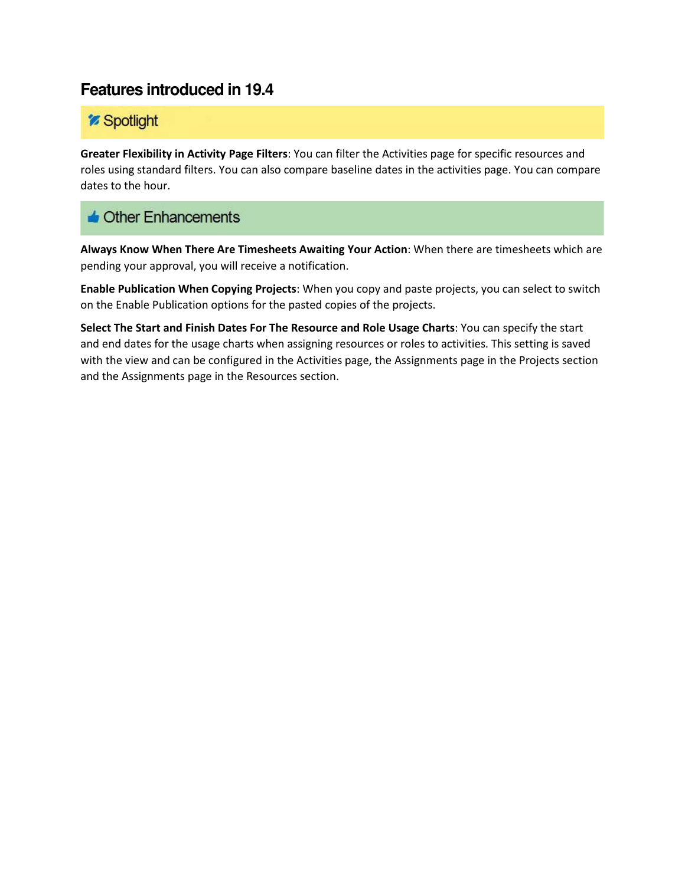## Features introduced in 19.4

### Spotlight

**Greater Flexibility in Activity Page Filters**: You can filter the Activities page for specific resources and roles using standard filters. You can also compare baseline dates in the activities page. You can compare dates to the hour.

### Other Enhancements

**Always Know When There Are Timesheets Awaiting Your Action**: When there are timesheets which are pending your approval, you will receive a notification.

**Enable Publication When Copying Projects**: When you copy and paste projects, you can select to switch on the Enable Publication options for the pasted copies of the projects.

**Select The Start and Finish Dates For The Resource and Role Usage Charts**: You can specify the start and end dates for the usage charts when assigning resources or roles to activities. This setting is saved with the view and can be configured in the Activities page, the Assignments page in the Projects section and the Assignments page in the Resources section.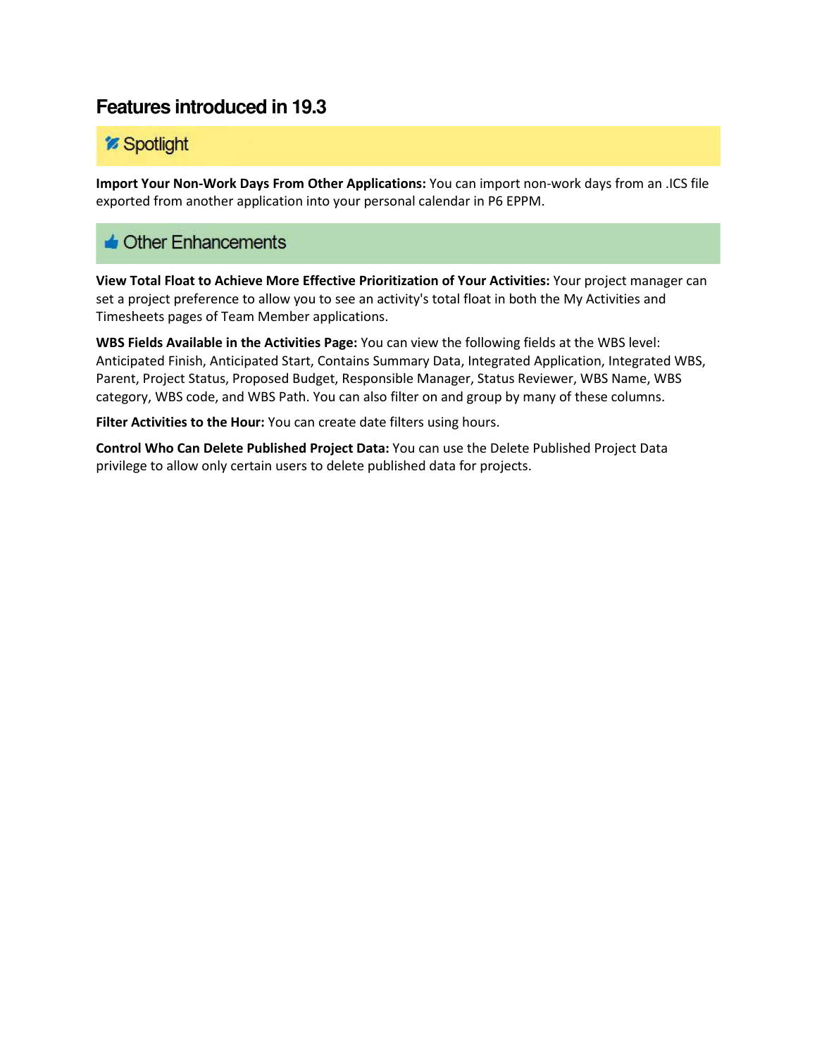## Features introduced in 19.3

### Spotlight

**Import Your Non-Work Days From Other Applications:** You can import non-work days from an .ICS file exported from another application into your personal calendar in P6 EPPM.

### Other Enhancements

**View Total Float to Achieve More Effective Prioritization of Your Activities:** Your project manager can set a project preference to allow you to see an activity's total float in both the My Activities and Timesheets pages of Team Member applications.

**WBS Fields Available in the Activities Page:** You can view the following fields at the WBS level: Anticipated Finish, Anticipated Start, Contains Summary Data, Integrated Application, Integrated WBS, Parent, Project Status, Proposed Budget, Responsible Manager, Status Reviewer, WBS Name, WBS category, WBS code, and WBS Path. You can also filter on and group by many of these columns.

**Filter Activities to the Hour:** You can create date filters using hours.

**Control Who Can Delete Published Project Data:** You can use the Delete Published Project Data privilege to allow only certain users to delete published data for projects.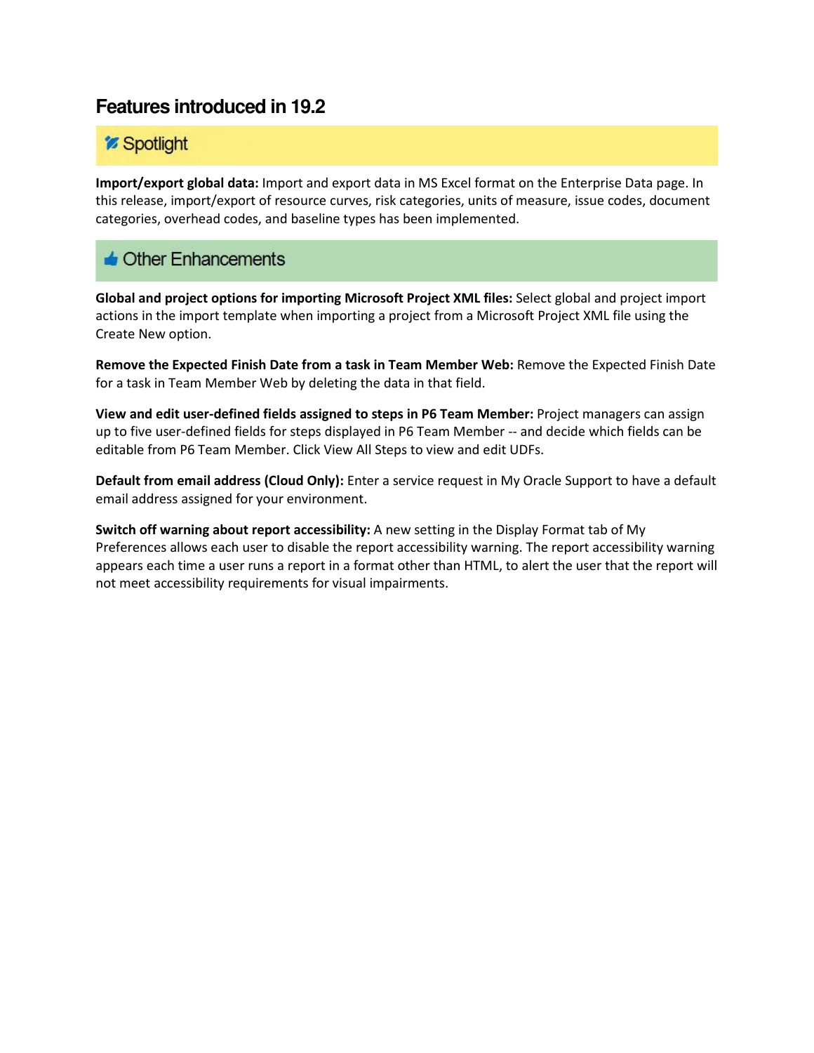## Features introduced in 19.2

### Spotlight

**Import/export global data:** Import and export data in MS Excel format on the Enterprise Data page. In this release, import/export of resource curves, risk categories, units of measure, issue codes, document categories, overhead codes, and baseline types has been implemented.

### Other Enhancements

**Global and project options for importing Microsoft Project XML files:** Select global and project import actions in the import template when importing a project from a Microsoft Project XML file using the Create New option.

**Remove the Expected Finish Date from a task in Team Member Web:** Remove the Expected Finish Date for a task in Team Member Web by deleting the data in that field.

**View and edit user-defined fields assigned to steps in P6 Team Member:** Project managers can assign up to five user-defined fields for steps displayed in P6 Team Member -- and decide which fields can be editable from P6 Team Member. Click View All Steps to view and edit UDFs.

**Default from email address (Cloud Only):** Enter a service request in My Oracle Support to have a default email address assigned for your environment.

**Switch off warning about report accessibility:** A new setting in the Display Format tab of My Preferences allows each user to disable the report accessibility warning. The report accessibility warning appears each time a user runs a report in a format other than HTML, to alert the user that the report will not meet accessibility requirements for visual impairments.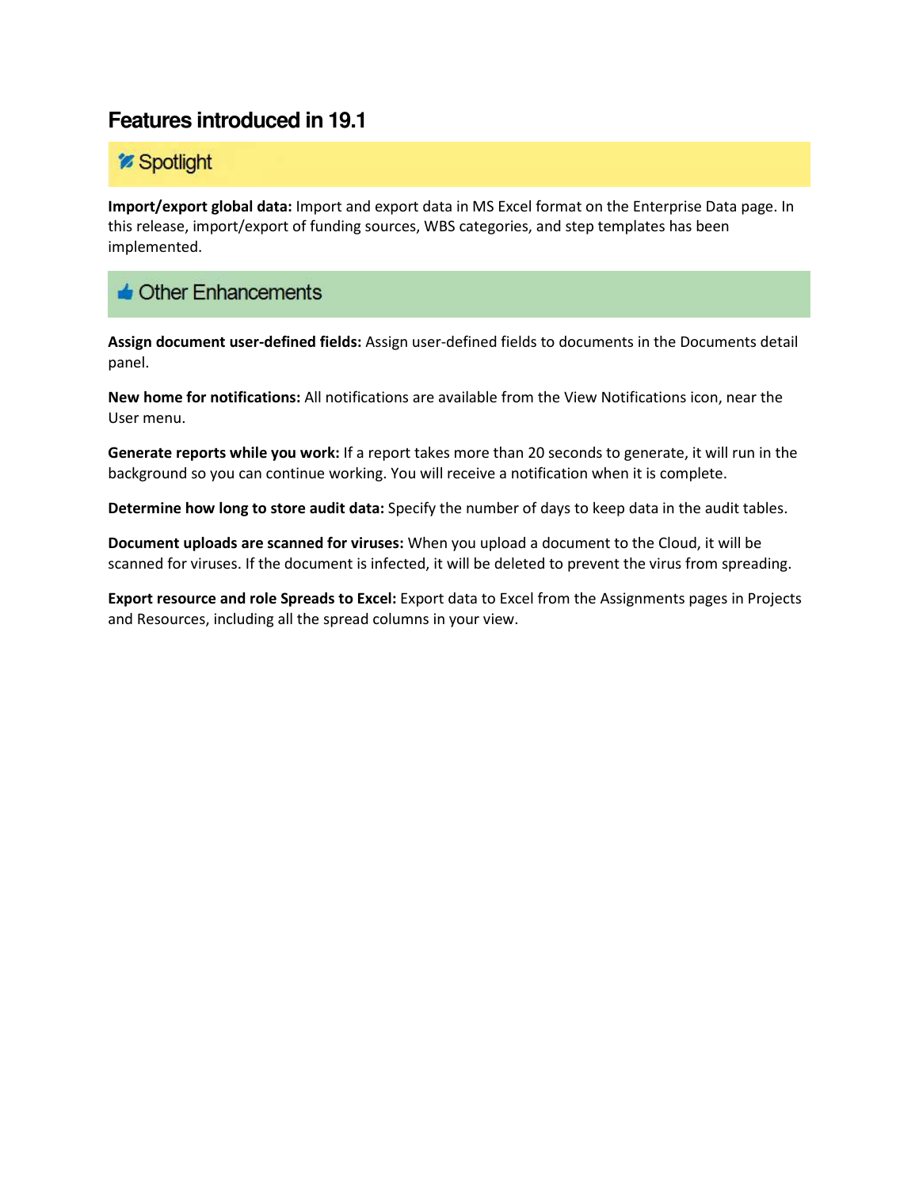## Features introduced in 19.1

### Spotlight

**Import/export global data:** Import and export data in MS Excel format on the Enterprise Data page. In this release, import/export of funding sources, WBS categories, and step templates has been implemented.

### Other Enhancements

**Assign document user-defined fields:** Assign user-defined fields to documents in the Documents detail panel.

**New home for notifications:** All notifications are available from the View Notifications icon, near the User menu.

**Generate reports while you work:** If a report takes more than 20 seconds to generate, it will run in the background so you can continue working. You will receive a notification when it is complete.

**Determine how long to store audit data:** Specify the number of days to keep data in the audit tables.

**Document uploads are scanned for viruses:** When you upload a document to the Cloud, it will be scanned for viruses. If the document is infected, it will be deleted to prevent the virus from spreading.

**Export resource and role Spreads to Excel:** Export data to Excel from the Assignments pages in Projects and Resources, including all the spread columns in your view.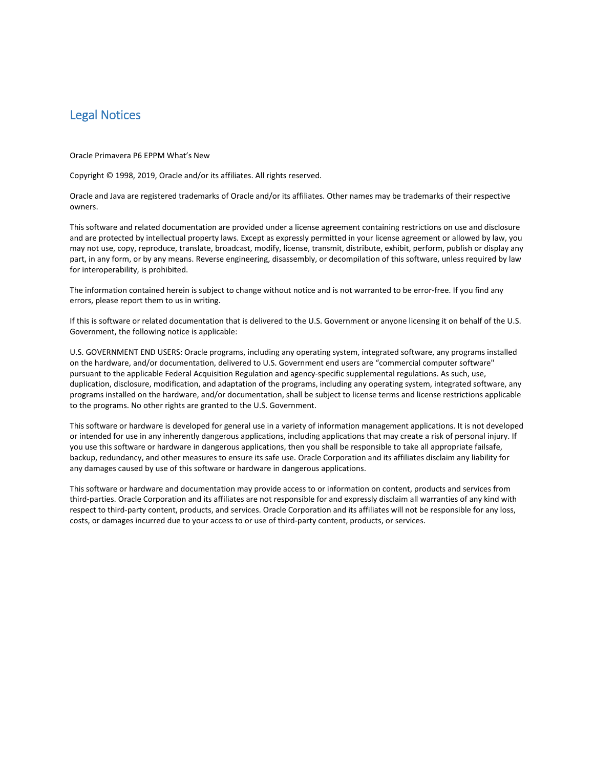# Legal Notices

Oracle Primavera P6 EPPM What's New

Copyright © 1998, 2019, Oracle and/or its affiliates. All rights reserved.

Oracle and Java are registered trademarks of Oracle and/or its affiliates. Other names may be trademarks of their respective owners.

This software and related documentation are provided under a license agreement containing restrictions on use and disclosure and are protected by intellectual property laws. Except as expressly permitted in your license agreement or allowed by law, you may not use, copy, reproduce, translate, broadcast, modify, license, transmit, distribute, exhibit, perform, publish or display any part, in any form, or by any means. Reverse engineering, disassembly, or decompilation of this software, unless required by law for interoperability, is prohibited.

The information contained herein is subject to change without notice and is not warranted to be error-free. If you find any errors, please report them to us in writing.

If this is software or related documentation that is delivered to the U.S. Government or anyone licensing it on behalf of the U.S. Government, the following notice is applicable:

U.S. GOVERNMENT END USERS: Oracle programs, including any operating system, integrated software, any programs installed on the hardware, and/or documentation, delivered to U.S. Government end users are "commercial computer software" pursuant to the applicable Federal Acquisition Regulation and agency-specific supplemental regulations. As such, use, duplication, disclosure, modification, and adaptation of the programs, including any operating system, integrated software, any programs installed on the hardware, and/or documentation, shall be subject to license terms and license restrictions applicable to the programs. No other rights are granted to the U.S. Government.

This software or hardware is developed for general use in a variety of information management applications. It is not developed or intended for use in any inherently dangerous applications, including applications that may create a risk of personal injury. If you use this software or hardware in dangerous applications, then you shall be responsible to take all appropriate failsafe, backup, redundancy, and other measures to ensure its safe use. Oracle Corporation and its affiliates disclaim any liability for any damages caused by use of this software or hardware in dangerous applications.

This software or hardware and documentation may provide access to or information on content, products and services from third-parties. Oracle Corporation and its affiliates are not responsible for and expressly disclaim all warranties of any kind with respect to third-party content, products, and services. Oracle Corporation and its affiliates will not be responsible for any loss, costs, or damages incurred due to your access to or use of third-party content, products, or services.